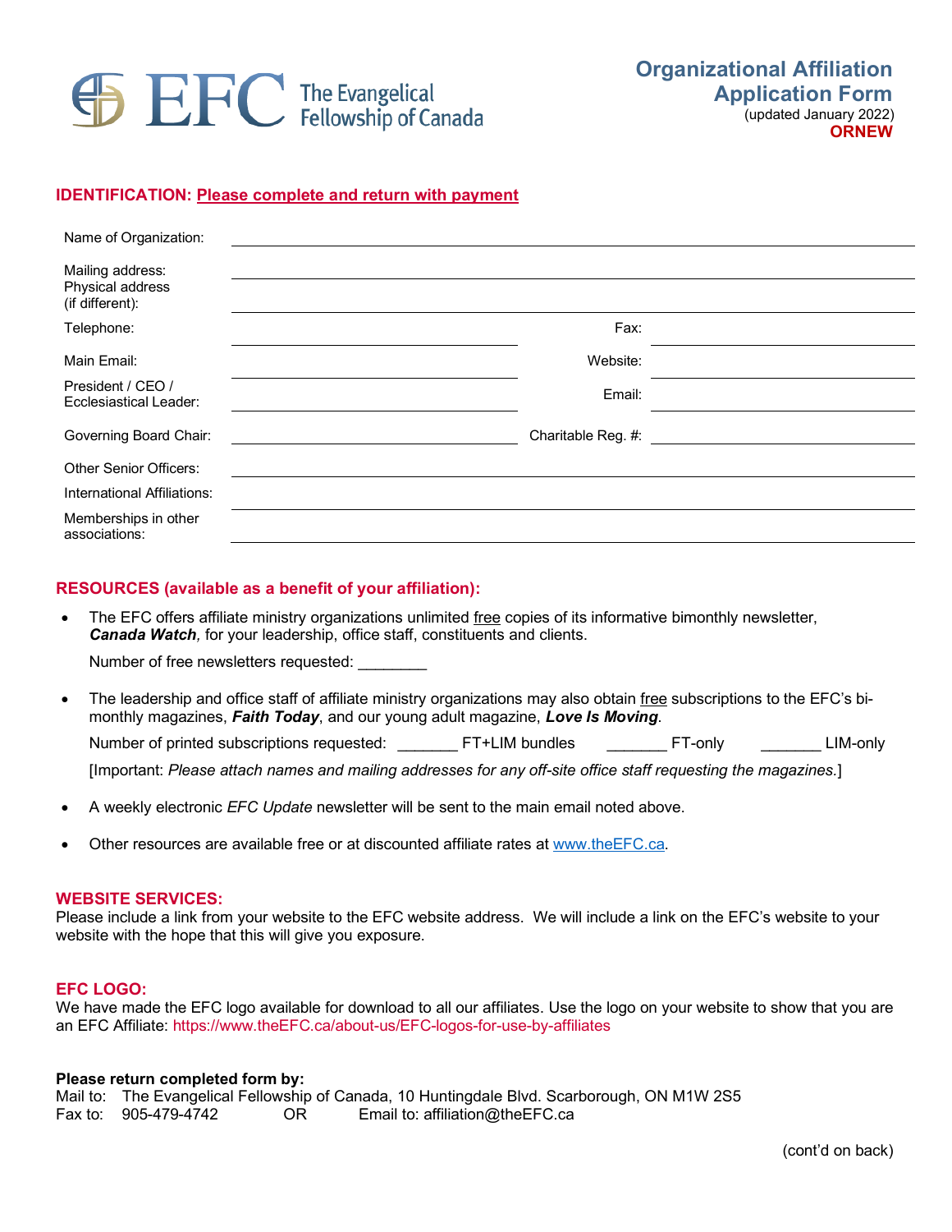EFC The Evangelical Fellowship of Canada

# Organizational Affiliation Application Form

(updated January 2022)

**ORNEW**

## IDENTIFICATION: Please complete and return with payment

Name of Organization: ______________________________

Mailing address: ______________________________

Physical address (if different): ______________________________

Telephone: ______________________________ Fax: ______________________________

Main Email: ______________________________ Website: ______________________________

President / CEO / Ecclesiastical Leader: ______________________________ Email: ______________________________

Governing Board Chair: ______________________________ Charitable Reg. #: ______________________________

Other Senior Officers: ______________________________

International Affiliations: ______________________________

Memberships in other associations: ______________________________

## RESOURCES (available as a benefit of your affiliation):

- The EFC offers affiliate ministry organizations unlimited free copies of its informative bimonthly newsletter, ***Canada Watch***, for your leadership, office staff, constituents and clients.

  Number of free newsletters requested: ________

- The leadership and office staff of affiliate ministry organizations may also obtain free subscriptions to the EFC's bi-monthly magazines, ***Faith Today***, and our young adult magazine, ***Love Is Moving***.

  Number of printed subscriptions requested: _______ FT+LIM bundles _______ FT-only _______ LIM-only

  [Important: *Please attach names and mailing addresses for any off-site office staff requesting the magazines.*]

- A weekly electronic *EFC Update* newsletter will be sent to the main email noted above.

- Other resources are available free or at discounted affiliate rates at www.theEFC.ca.

## WEBSITE SERVICES:

Please include a link from your website to the EFC website address. We will include a link on the EFC's website to your website with the hope that this will give you exposure.

## EFC LOGO:

We have made the EFC logo available for download to all our affiliates. Use the logo on your website to show that you are an EFC Affiliate: https://www.theEFC.ca/about-us/EFC-logos-for-use-by-affiliates

**Please return completed form by:**

Mail to: The Evangelical Fellowship of Canada, 10 Huntingdale Blvd. Scarborough, ON M1W 2S5

Fax to: 905-479-4742 OR Email to: affiliation@theEFC.ca

(cont'd on back)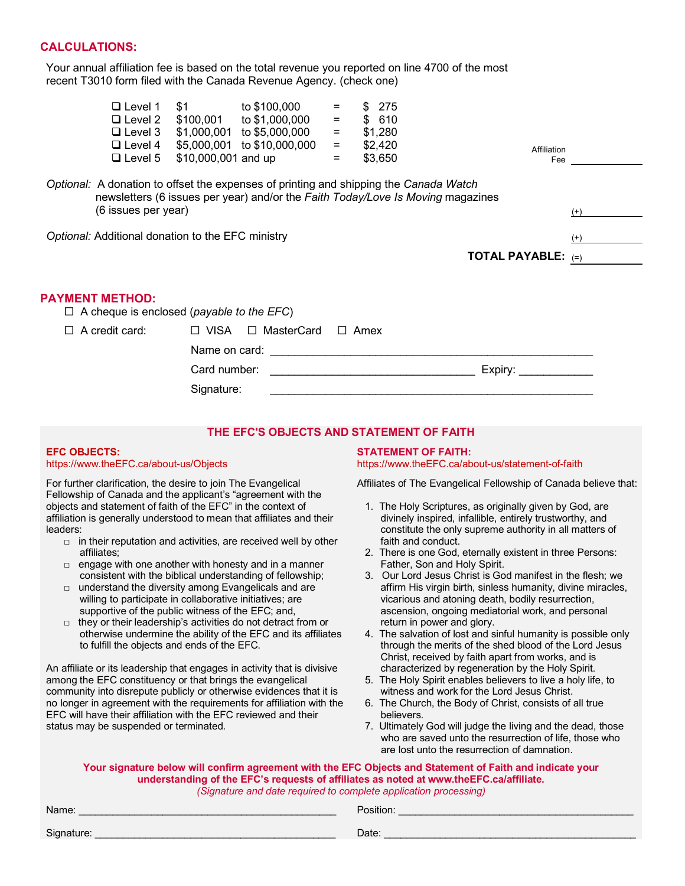## CALCULATIONS:

Your annual affiliation fee is based on the total revenue you reported on line 4700 of the most recent T3010 form filed with the Canada Revenue Agency. (check one)

| | | | | |
|---|---|---|---|---|
| ❑ Level 1 | $1 | to $100,000 | = | $ 275 |
| ❑ Level 2 | $100,001 | to $1,000,000 | = | $ 610 |
| ❑ Level 3 | $1,000,001 | to $5,000,000 | = | $1,280 |
| ❑ Level 4 | $5,000,001 | to $10,000,000 | = | $2,420 |
| ❑ Level 5 | $10,000,001 and up | | = | $3,650 |

Affiliation Fee ____________

*Optional:* A donation to offset the expenses of printing and shipping the *Canada Watch* newsletters (6 issues per year) and/or the *Faith Today/Love Is Moving* magazines (6 issues per year) (+) ____________

*Optional:* Additional donation to the EFC ministry (+) ____________

**TOTAL PAYABLE:** (=) ____________

## PAYMENT METHOD:

☐ A cheque is enclosed (*payable to the EFC*)

☐ A credit card: ☐ VISA ☐ MasterCard ☐ Amex

Name on card: ______________________________________________

Card number: ______________________________ Expiry: ___________

Signature: ______________________________________________

## THE EFC'S OBJECTS AND STATEMENT OF FAITH

### EFC OBJECTS:

https://www.theEFC.ca/about-us/Objects

For further clarification, the desire to join The Evangelical Fellowship of Canada and the applicant's "agreement with the objects and statement of faith of the EFC" in the context of affiliation is generally understood to mean that affiliates and their leaders:

- in their reputation and activities, are received well by other affiliates;
- engage with one another with honesty and in a manner consistent with the biblical understanding of fellowship;
- understand the diversity among Evangelicals and are willing to participate in collaborative initiatives; are supportive of the public witness of the EFC; and,
- they or their leadership's activities do not detract from or otherwise undermine the ability of the EFC and its affiliates to fulfill the objects and ends of the EFC.

An affiliate or its leadership that engages in activity that is divisive among the EFC constituency or that brings the evangelical community into disrepute publicly or otherwise evidences that it is no longer in agreement with the requirements for affiliation with the EFC will have their affiliation with the EFC reviewed and their status may be suspended or terminated.

### STATEMENT OF FAITH:

https://www.theEFC.ca/about-us/statement-of-faith

Affiliates of The Evangelical Fellowship of Canada believe that:

1. The Holy Scriptures, as originally given by God, are divinely inspired, infallible, entirely trustworthy, and constitute the only supreme authority in all matters of faith and conduct.
2. There is one God, eternally existent in three Persons: Father, Son and Holy Spirit.
3. Our Lord Jesus Christ is God manifest in the flesh; we affirm His virgin birth, sinless humanity, divine miracles, vicarious and atoning death, bodily resurrection, ascension, ongoing mediatorial work, and personal return in power and glory.
4. The salvation of lost and sinful humanity is possible only through the merits of the shed blood of the Lord Jesus Christ, received by faith apart from works, and is characterized by regeneration by the Holy Spirit.
5. The Holy Spirit enables believers to live a holy life, to witness and work for the Lord Jesus Christ.
6. The Church, the Body of Christ, consists of all true believers.
7. Ultimately God will judge the living and the dead, those who are saved unto the resurrection of life, those who are lost unto the resurrection of damnation.

**Your signature below will confirm agreement with the EFC Objects and Statement of Faith and indicate your understanding of the EFC's requests of affiliates as noted at www.theEFC.ca/affiliate.**
*(Signature and date required to complete application processing)*

Name: ______________________________________ Position: ______________________________________

Signature: ______________________________________ Date: ______________________________________